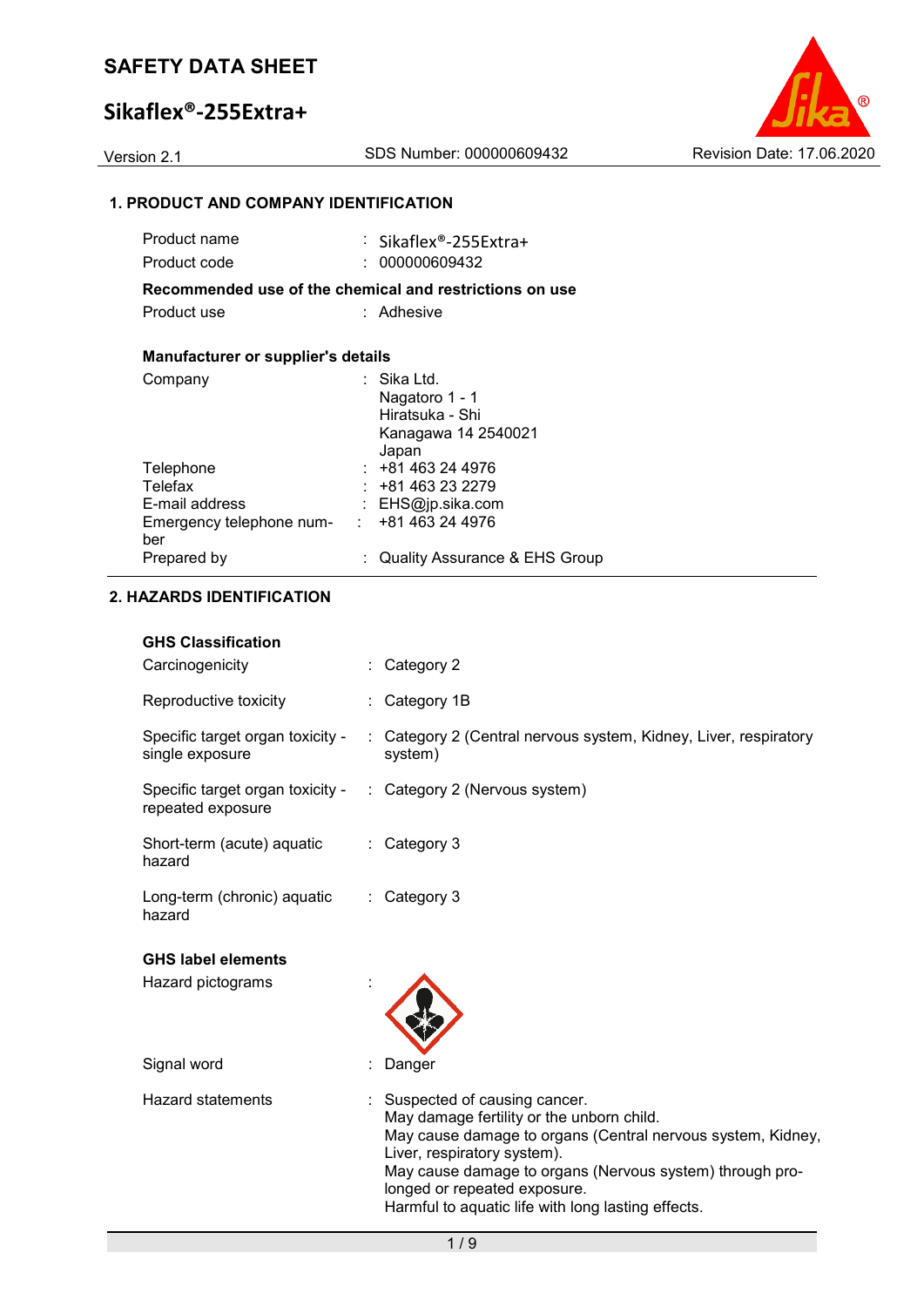# SAFETY DATA SHEET

## Sikaflex®-255Extra+

Version 2.1 SDS Number: 000000609432 Revision Date: 17.06.2020

### 1. PRODUCT AND COMPANY IDENTIFICATION

| | | |
|---|---|---|
| Product name | : | Sikaflex®-255Extra+ |
| Product code | : | 000000609432 |

**Recommended use of the chemical and restrictions on use**

| | | |
|---|---|---|
| Product use | : | Adhesive |

**Manufacturer or supplier's details**

| | | |
|---|---|---|
| Company | : | Sika Ltd.<br>Nagatoro 1 - 1<br>Hiratsuka - Shi<br>Kanagawa 14 2540021<br>Japan |
| Telephone | : | +81 463 24 4976 |
| Telefax | : | +81 463 23 2279 |
| E-mail address | : | EHS@jp.sika.com |
| Emergency telephone number | : | +81 463 24 4976 |
| Prepared by | : | Quality Assurance & EHS Group |

### 2. HAZARDS IDENTIFICATION

**GHS Classification**

| | | |
|---|---|---|
| Carcinogenicity | : | Category 2 |
| Reproductive toxicity | : | Category 1B |
| Specific target organ toxicity - single exposure | : | Category 2 (Central nervous system, Kidney, Liver, respiratory system) |
| Specific target organ toxicity - repeated exposure | : | Category 2 (Nervous system) |
| Short-term (acute) aquatic hazard | : | Category 3 |
| Long-term (chronic) aquatic hazard | : | Category 3 |

**GHS label elements**

| | | |
|---|---|---|
| Hazard pictograms | : | |
| Signal word | : | Danger |
| Hazard statements | : | Suspected of causing cancer.<br>May damage fertility or the unborn child.<br>May cause damage to organs (Central nervous system, Kidney, Liver, respiratory system).<br>May cause damage to organs (Nervous system) through prolonged or repeated exposure.<br>Harmful to aquatic life with long lasting effects. |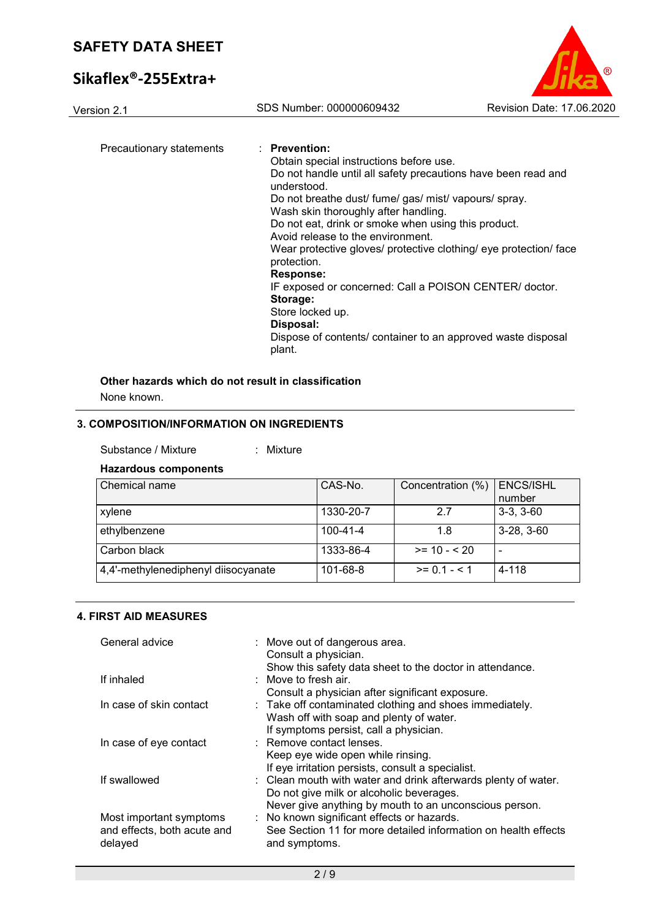Precautionary statements : **Prevention:**
Obtain special instructions before use.
Do not handle until all safety precautions have been read and understood.
Do not breathe dust/ fume/ gas/ mist/ vapours/ spray.
Wash skin thoroughly after handling.
Do not eat, drink or smoke when using this product.
Avoid release to the environment.
Wear protective gloves/ protective clothing/ eye protection/ face protection.
**Response:**
IF exposed or concerned: Call a POISON CENTER/ doctor.
**Storage:**
Store locked up.
**Disposal:**
Dispose of contents/ container to an approved waste disposal plant.

**Other hazards which do not result in classification**

None known.

## 3. COMPOSITION/INFORMATION ON INGREDIENTS

Substance / Mixture : Mixture

**Hazardous components**

| Chemical name | CAS-No. | Concentration (%) | ENCS/ISHL number |
|---|---|---|---|
| xylene | 1330-20-7 | 2.7 | 3-3, 3-60 |
| ethylbenzene | 100-41-4 | 1.8 | 3-28, 3-60 |
| Carbon black | 1333-86-4 | >= 10 - < 20 | - |
| 4,4'-methylenediphenyl diisocyanate | 101-68-8 | >= 0.1 - < 1 | 4-118 |

## 4. FIRST AID MEASURES

General advice : Move out of dangerous area.
Consult a physician.
Show this safety data sheet to the doctor in attendance.

If inhaled : Move to fresh air.
Consult a physician after significant exposure.

In case of skin contact : Take off contaminated clothing and shoes immediately.
Wash off with soap and plenty of water.
If symptoms persist, call a physician.

In case of eye contact : Remove contact lenses.
Keep eye wide open while rinsing.
If eye irritation persists, consult a specialist.

If swallowed : Clean mouth with water and drink afterwards plenty of water.
Do not give milk or alcoholic beverages.
Never give anything by mouth to an unconscious person.

Most important symptoms and effects, both acute and delayed : No known significant effects or hazards.
See Section 11 for more detailed information on health effects and symptoms.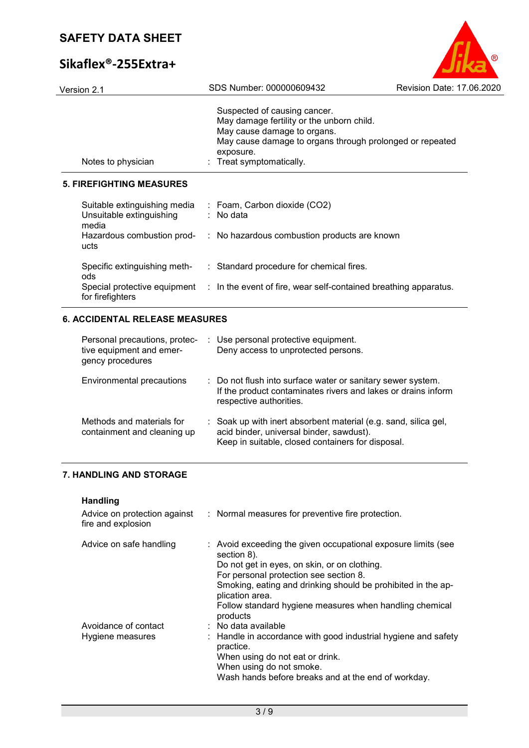Suspected of causing cancer.
May damage fertility or the unborn child.
May cause damage to organs.
May cause damage to organs through prolonged or repeated exposure.

| | |
|---|---|
| Notes to physician | : Treat symptomatically. |

## 5. FIREFIGHTING MEASURES

| | |
|---|---|
| Suitable extinguishing media | : Foam, Carbon dioxide ($CO_2$) |
| Unsuitable extinguishing media | : No data |
| Hazardous combustion products | : No hazardous combustion products are known |
| Specific extinguishing methods | : Standard procedure for chemical fires. |
| Special protective equipment for firefighters | : In the event of fire, wear self-contained breathing apparatus. |

## 6. ACCIDENTAL RELEASE MEASURES

| | |
|---|---|
| Personal precautions, protective equipment and emergency procedures | : Use personal protective equipment.<br>Deny access to unprotected persons. |
| Environmental precautions | : Do not flush into surface water or sanitary sewer system.<br>If the product contaminates rivers and lakes or drains inform respective authorities. |
| Methods and materials for containment and cleaning up | : Soak up with inert absorbent material (e.g. sand, silica gel, acid binder, universal binder, sawdust).<br>Keep in suitable, closed containers for disposal. |

## 7. HANDLING AND STORAGE

**Handling**

| | |
|---|---|
| Advice on protection against fire and explosion | : Normal measures for preventive fire protection. |
| Advice on safe handling | : Avoid exceeding the given occupational exposure limits (see section 8).<br>Do not get in eyes, on skin, or on clothing.<br>For personal protection see section 8.<br>Smoking, eating and drinking should be prohibited in the application area.<br>Follow standard hygiene measures when handling chemical products |
| Avoidance of contact | : No data available |
| Hygiene measures | : Handle in accordance with good industrial hygiene and safety practice.<br>When using do not eat or drink.<br>When using do not smoke.<br>Wash hands before breaks and at the end of workday. |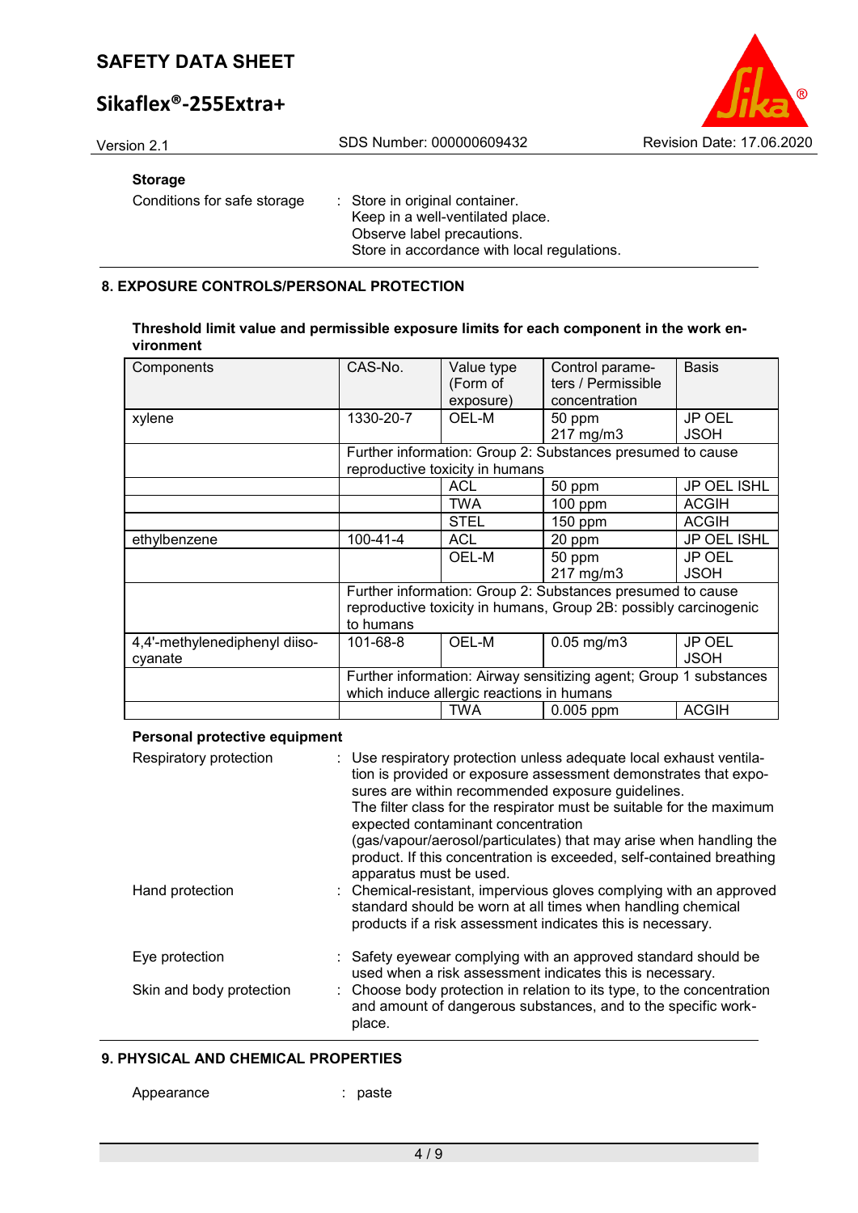**Storage**

Conditions for safe storage : Store in original container.
Keep in a well-ventilated place.
Observe label precautions.
Store in accordance with local regulations.

## 8. EXPOSURE CONTROLS/PERSONAL PROTECTION

**Threshold limit value and permissible exposure limits for each component in the work environment**

| Components | CAS-No. | Value type (Form of exposure) | Control parameters / Permissible concentration | Basis |
|---|---|---|---|---|
| xylene | 1330-20-7 | OEL-M | 50 ppm<br>217 mg/m3 | JP OEL JSOH |
| | Further information: Group 2: Substances presumed to cause reproductive toxicity in humans | | | |
| | | ACL | 50 ppm | JP OEL ISHL |
| | | TWA | 100 ppm | ACGIH |
| | | STEL | 150 ppm | ACGIH |
| ethylbenzene | 100-41-4 | ACL | 20 ppm | JP OEL ISHL |
| | | OEL-M | 50 ppm<br>217 mg/m3 | JP OEL JSOH |
| | Further information: Group 2: Substances presumed to cause reproductive toxicity in humans, Group 2B: possibly carcinogenic to humans | | | |
| 4,4'-methylenediphenyl diisocyanate | 101-68-8 | OEL-M | 0.05 mg/m3 | JP OEL JSOH |
| | Further information: Airway sensitizing agent; Group 1 substances which induce allergic reactions in humans | | | |
| | | TWA | 0.005 ppm | ACGIH |

**Personal protective equipment**

Respiratory protection : Use respiratory protection unless adequate local exhaust ventilation is provided or exposure assessment demonstrates that exposures are within recommended exposure guidelines.
The filter class for the respirator must be suitable for the maximum expected contaminant concentration (gas/vapour/aerosol/particulates) that may arise when handling the product. If this concentration is exceeded, self-contained breathing apparatus must be used.

Hand protection : Chemical-resistant, impervious gloves complying with an approved standard should be worn at all times when handling chemical products if a risk assessment indicates this is necessary.

Eye protection : Safety eyewear complying with an approved standard should be used when a risk assessment indicates this is necessary.

Skin and body protection : Choose body protection in relation to its type, to the concentration and amount of dangerous substances, and to the specific workplace.

## 9. PHYSICAL AND CHEMICAL PROPERTIES

Appearance : paste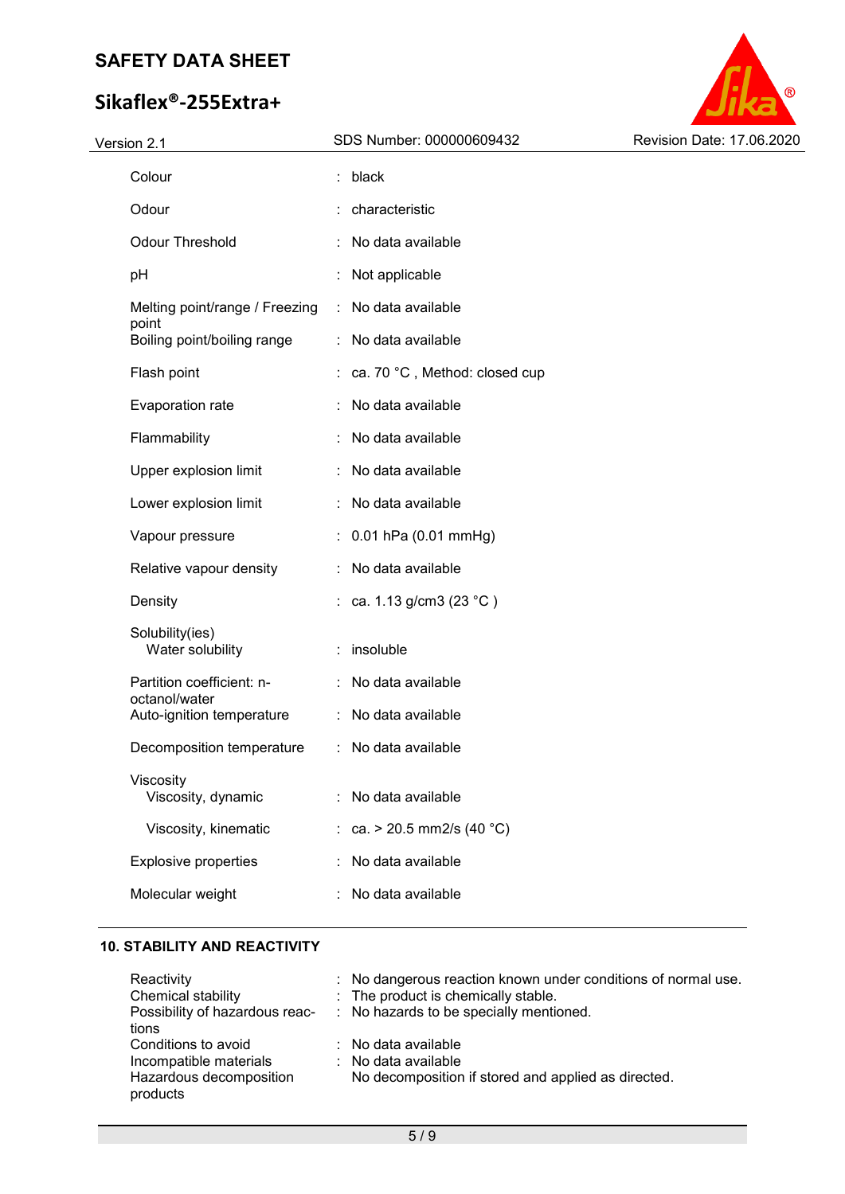| | | |
|---|---|---|
| Colour | : | black |
| Odour | : | characteristic |
| Odour Threshold | : | No data available |
| pH | : | Not applicable |
| Melting point/range / Freezing point | : | No data available |
| Boiling point/boiling range | : | No data available |
| Flash point | : | ca. 70 °C , Method: closed cup |
| Evaporation rate | : | No data available |
| Flammability | : | No data available |
| Upper explosion limit | : | No data available |
| Lower explosion limit | : | No data available |
| Vapour pressure | : | 0.01 hPa (0.01 mmHg) |
| Relative vapour density | : | No data available |
| Density | : | ca. 1.13 g/cm3 (23 °C ) |
| Solubility(ies) | | |
| Water solubility | : | insoluble |
| Partition coefficient: n-octanol/water | : | No data available |
| Auto-ignition temperature | : | No data available |
| Decomposition temperature | : | No data available |
| Viscosity | | |
| Viscosity, dynamic | : | No data available |
| Viscosity, kinematic | : | ca. > 20.5 mm2/s (40 °C) |
| Explosive properties | : | No data available |
| Molecular weight | : | No data available |

## 10. STABILITY AND REACTIVITY

| | | |
|---|---|---|
| Reactivity | : | No dangerous reaction known under conditions of normal use. |
| Chemical stability | : | The product is chemically stable. |
| Possibility of hazardous reactions | : | No hazards to be specially mentioned. |
| Conditions to avoid | : | No data available |
| Incompatible materials | : | No data available |
| Hazardous decomposition products | | No decomposition if stored and applied as directed. |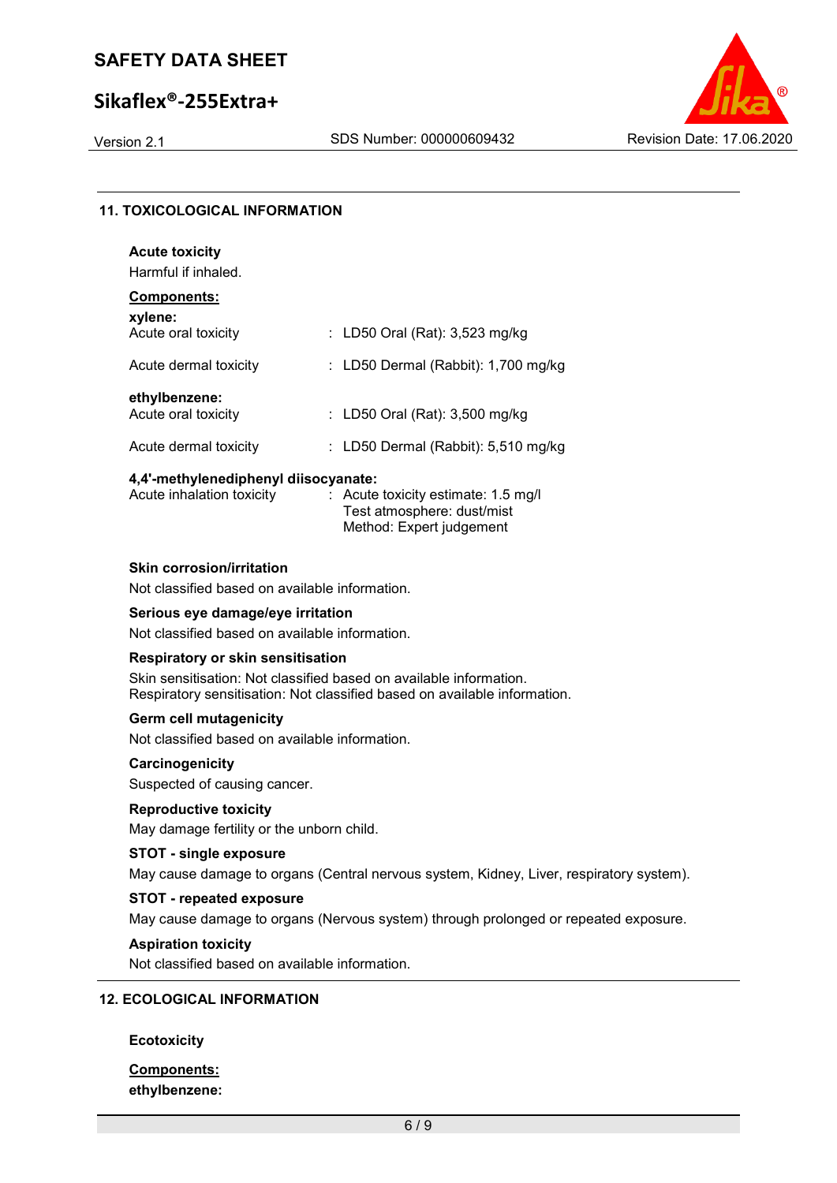## 11. TOXICOLOGICAL INFORMATION

**Acute toxicity**

Harmful if inhaled.

**Components:**

**xylene:**

Acute oral toxicity : LD50 Oral (Rat): 3,523 mg/kg

Acute dermal toxicity : LD50 Dermal (Rabbit): 1,700 mg/kg

**ethylbenzene:**

Acute oral toxicity : LD50 Oral (Rat): 3,500 mg/kg

Acute dermal toxicity : LD50 Dermal (Rabbit): 5,510 mg/kg

**4,4'-methylenediphenyl diisocyanate:**

Acute inhalation toxicity : Acute toxicity estimate: 1.5 mg/l
Test atmosphere: dust/mist
Method: Expert judgement

**Skin corrosion/irritation**

Not classified based on available information.

**Serious eye damage/eye irritation**

Not classified based on available information.

**Respiratory or skin sensitisation**

Skin sensitisation: Not classified based on available information.
Respiratory sensitisation: Not classified based on available information.

**Germ cell mutagenicity**

Not classified based on available information.

**Carcinogenicity**

Suspected of causing cancer.

**Reproductive toxicity**

May damage fertility or the unborn child.

**STOT - single exposure**

May cause damage to organs (Central nervous system, Kidney, Liver, respiratory system).

**STOT - repeated exposure**

May cause damage to organs (Nervous system) through prolonged or repeated exposure.

**Aspiration toxicity**

Not classified based on available information.

## 12. ECOLOGICAL INFORMATION

**Ecotoxicity**

**Components:**

**ethylbenzene:**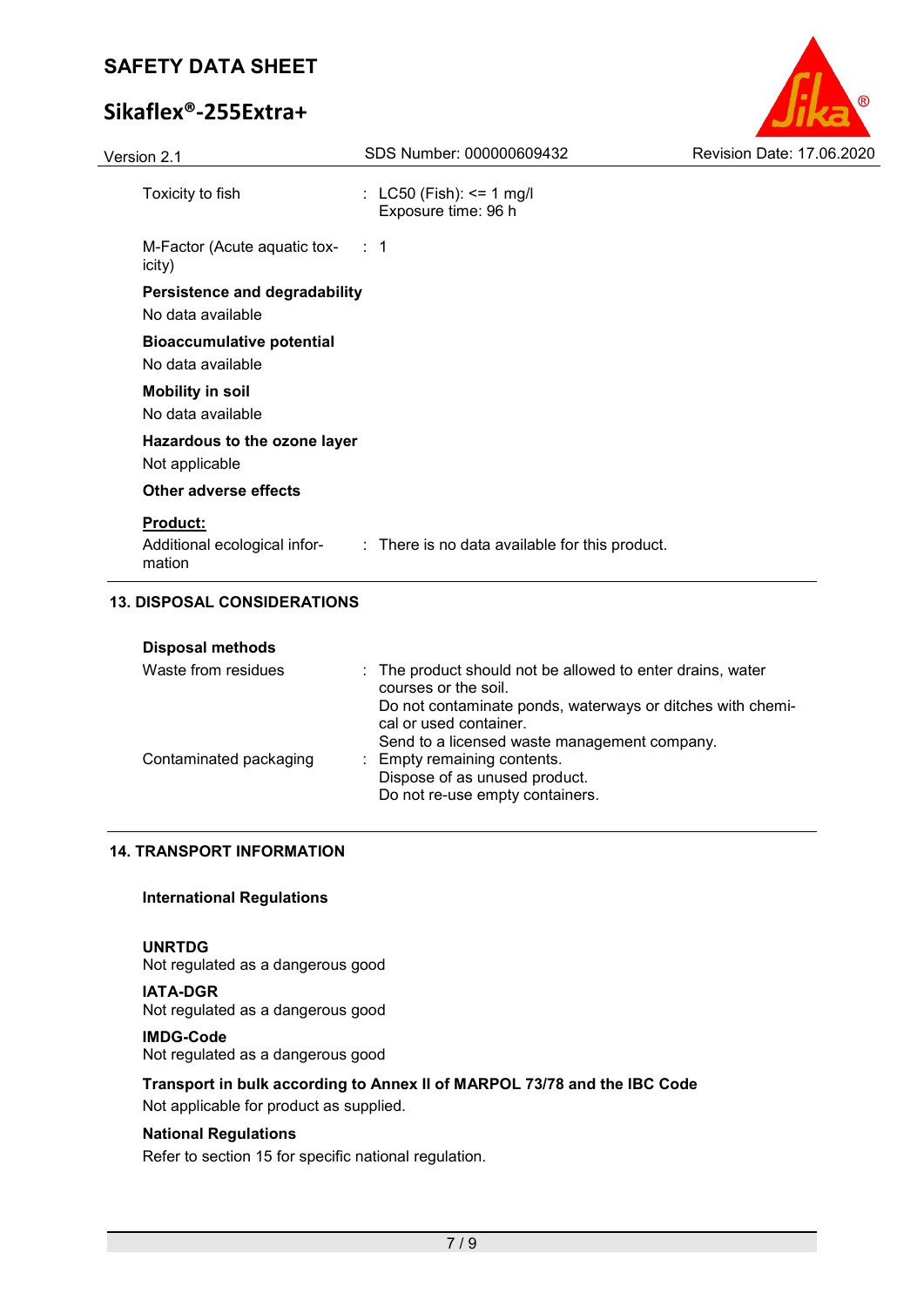Toxicity to fish : LC50 (Fish): <= 1 mg/l
Exposure time: 96 h

M-Factor (Acute aquatic toxicity) : 1

**Persistence and degradability**

No data available

**Bioaccumulative potential**

No data available

**Mobility in soil**

No data available

**Hazardous to the ozone layer**

Not applicable

**Other adverse effects**

**Product:**

Additional ecological information : There is no data available for this product.

## 13. DISPOSAL CONSIDERATIONS

**Disposal methods**

Waste from residues : The product should not be allowed to enter drains, water courses or the soil.
Do not contaminate ponds, waterways or ditches with chemical or used container.
Send to a licensed waste management company.

Contaminated packaging : Empty remaining contents.
Dispose of as unused product.
Do not re-use empty containers.

## 14. TRANSPORT INFORMATION

**International Regulations**

**UNRTDG**

Not regulated as a dangerous good

**IATA-DGR**

Not regulated as a dangerous good

**IMDG-Code**

Not regulated as a dangerous good

**Transport in bulk according to Annex II of MARPOL 73/78 and the IBC Code**

Not applicable for product as supplied.

**National Regulations**

Refer to section 15 for specific national regulation.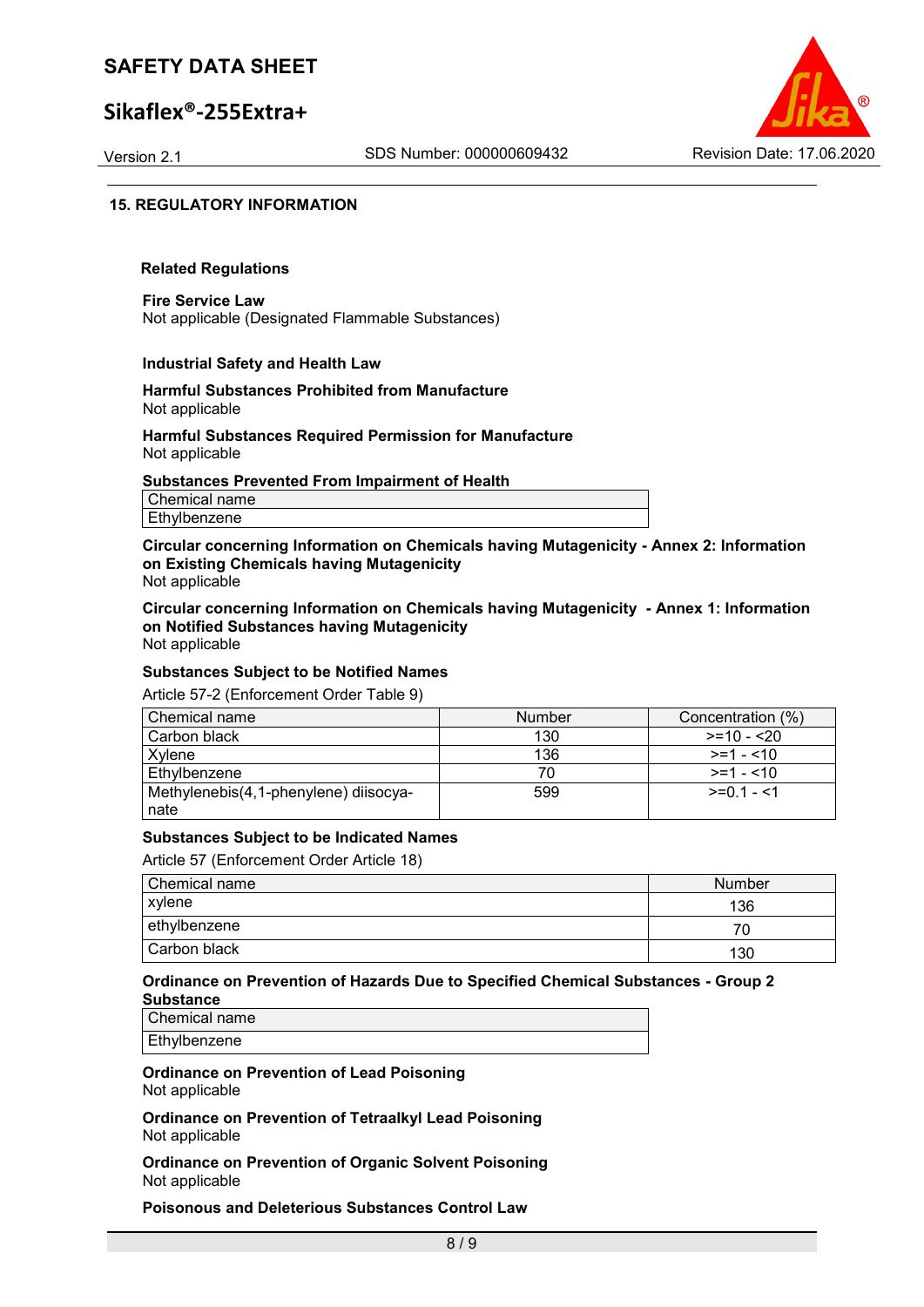## 15. REGULATORY INFORMATION

### Related Regulations

**Fire Service Law**
Not applicable (Designated Flammable Substances)

**Industrial Safety and Health Law**

**Harmful Substances Prohibited from Manufacture**
Not applicable

**Harmful Substances Required Permission for Manufacture**
Not applicable

**Substances Prevented From Impairment of Health**

| Chemical name |
|---|
| Ethylbenzene |

**Circular concerning Information on Chemicals having Mutagenicity - Annex 2: Information on Existing Chemicals having Mutagenicity**
Not applicable

**Circular concerning Information on Chemicals having Mutagenicity - Annex 1: Information on Notified Substances having Mutagenicity**
Not applicable

**Substances Subject to be Notified Names**
Article 57-2 (Enforcement Order Table 9)

| Chemical name | Number | Concentration (%) |
|---|---|---|
| Carbon black | 130 | >=10 - <20 |
| Xylene | 136 | >=1 - <10 |
| Ethylbenzene | 70 | >=1 - <10 |
| Methylenebis(4,1-phenylene) diisocyanate | 599 | >=0.1 - <1 |

**Substances Subject to be Indicated Names**
Article 57 (Enforcement Order Article 18)

| Chemical name | Number |
|---|---|
| xylene | 136 |
| ethylbenzene | 70 |
| Carbon black | 130 |

**Ordinance on Prevention of Hazards Due to Specified Chemical Substances - Group 2 Substance**

| Chemical name |
|---|
| Ethylbenzene |

**Ordinance on Prevention of Lead Poisoning**
Not applicable

**Ordinance on Prevention of Tetraalkyl Lead Poisoning**
Not applicable

**Ordinance on Prevention of Organic Solvent Poisoning**
Not applicable

**Poisonous and Deleterious Substances Control Law**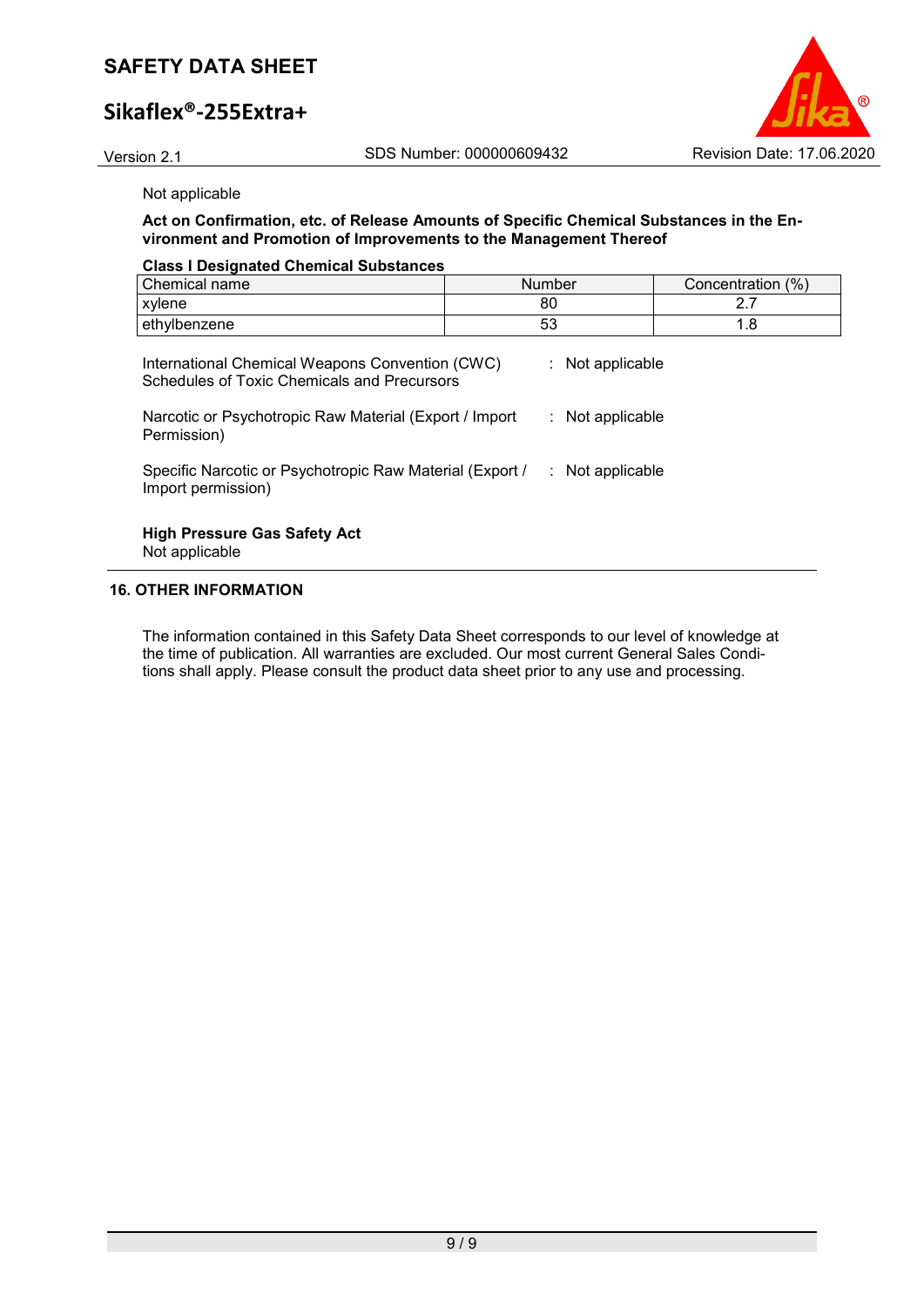Not applicable

**Act on Confirmation, etc. of Release Amounts of Specific Chemical Substances in the Environment and Promotion of Improvements to the Management Thereof**

**Class I Designated Chemical Substances**

| Chemical name | Number | Concentration (%) |
|---|---|---|
| xylene | 80 | 2.7 |
| ethylbenzene | 53 | 1.8 |

International Chemical Weapons Convention (CWC) Schedules of Toxic Chemicals and Precursors : Not applicable

Narcotic or Psychotropic Raw Material (Export / Import Permission) : Not applicable

Specific Narcotic or Psychotropic Raw Material (Export / Import permission) : Not applicable

**High Pressure Gas Safety Act**
Not applicable

## 16. OTHER INFORMATION

The information contained in this Safety Data Sheet corresponds to our level of knowledge at the time of publication. All warranties are excluded. Our most current General Sales Conditions shall apply. Please consult the product data sheet prior to any use and processing.